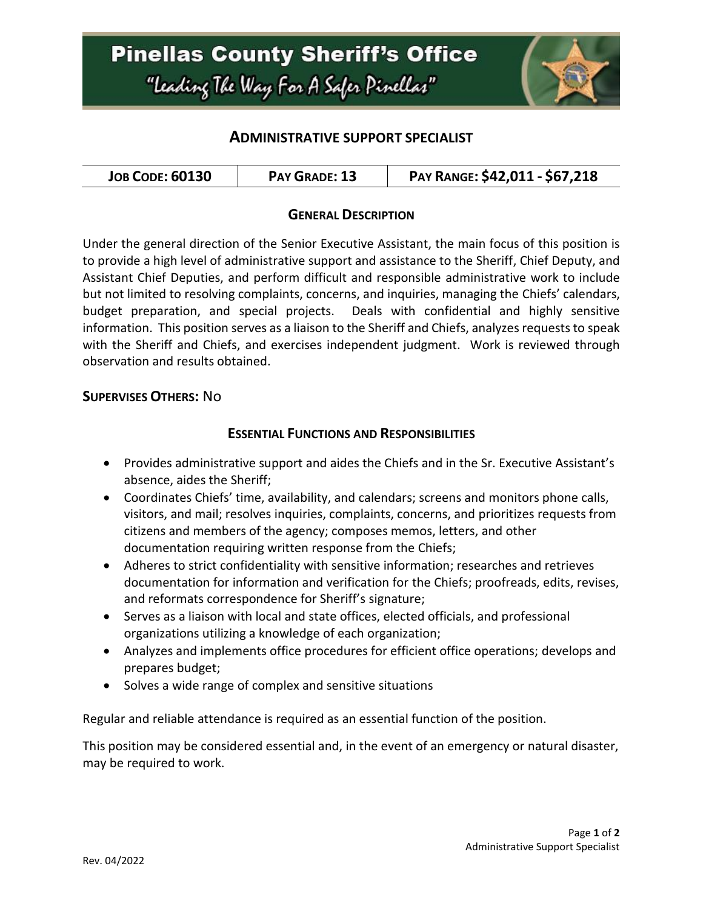# Pinellas County Sheriff's Office

*"Leading The Way For A Safer Pinellas"*

## ADMINISTRATIVE SUPPORT SPECIALIST

| JOB CODE: 60130 | PAY GRADE: 13 | PAY RANGE: $42,011 - $67,218 |
| --- | --- | --- |

### GENERAL DESCRIPTION

Under the general direction of the Senior Executive Assistant, the main focus of this position is to provide a high level of administrative support and assistance to the Sheriff, Chief Deputy, and Assistant Chief Deputies, and perform difficult and responsible administrative work to include but not limited to resolving complaints, concerns, and inquiries, managing the Chiefs' calendars, budget preparation, and special projects. Deals with confidential and highly sensitive information. This position serves as a liaison to the Sheriff and Chiefs, analyzes requests to speak with the Sheriff and Chiefs, and exercises independent judgment. Work is reviewed through observation and results obtained.

**SUPERVISES OTHERS:** No

### ESSENTIAL FUNCTIONS AND RESPONSIBILITIES

- Provides administrative support and aides the Chiefs and in the Sr. Executive Assistant's absence, aides the Sheriff;
- Coordinates Chiefs' time, availability, and calendars; screens and monitors phone calls, visitors, and mail; resolves inquiries, complaints, concerns, and prioritizes requests from citizens and members of the agency; composes memos, letters, and other documentation requiring written response from the Chiefs;
- Adheres to strict confidentiality with sensitive information; researches and retrieves documentation for information and verification for the Chiefs; proofreads, edits, revises, and reformats correspondence for Sheriff's signature;
- Serves as a liaison with local and state offices, elected officials, and professional organizations utilizing a knowledge of each organization;
- Analyzes and implements office procedures for efficient office operations; develops and prepares budget;
- Solves a wide range of complex and sensitive situations

Regular and reliable attendance is required as an essential function of the position.

This position may be considered essential and, in the event of an emergency or natural disaster, may be required to work.

Rev. 04/2022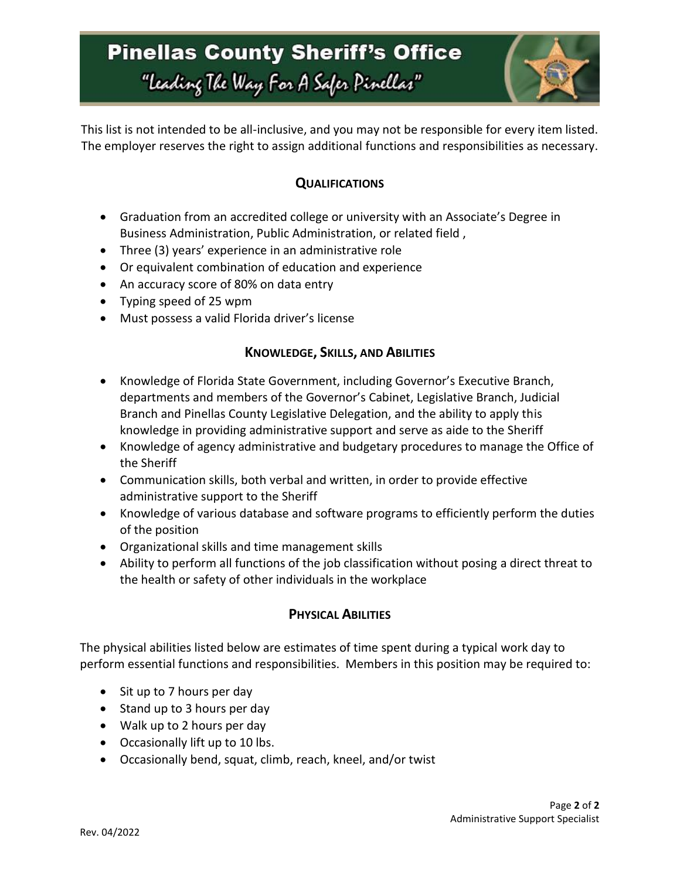This list is not intended to be all-inclusive, and you may not be responsible for every item listed. The employer reserves the right to assign additional functions and responsibilities as necessary.

## Qualifications

- Graduation from an accredited college or university with an Associate's Degree in Business Administration, Public Administration, or related field ,
- Three (3) years' experience in an administrative role
- Or equivalent combination of education and experience
- An accuracy score of 80% on data entry
- Typing speed of 25 wpm
- Must possess a valid Florida driver's license

## Knowledge, Skills, and Abilities

- Knowledge of Florida State Government, including Governor's Executive Branch, departments and members of the Governor's Cabinet, Legislative Branch, Judicial Branch and Pinellas County Legislative Delegation, and the ability to apply this knowledge in providing administrative support and serve as aide to the Sheriff
- Knowledge of agency administrative and budgetary procedures to manage the Office of the Sheriff
- Communication skills, both verbal and written, in order to provide effective administrative support to the Sheriff
- Knowledge of various database and software programs to efficiently perform the duties of the position
- Organizational skills and time management skills
- Ability to perform all functions of the job classification without posing a direct threat to the health or safety of other individuals in the workplace

## Physical Abilities

The physical abilities listed below are estimates of time spent during a typical work day to perform essential functions and responsibilities. Members in this position may be required to:

- Sit up to 7 hours per day
- Stand up to 3 hours per day
- Walk up to 2 hours per day
- Occasionally lift up to 10 lbs.
- Occasionally bend, squat, climb, reach, kneel, and/or twist

Rev. 04/2022